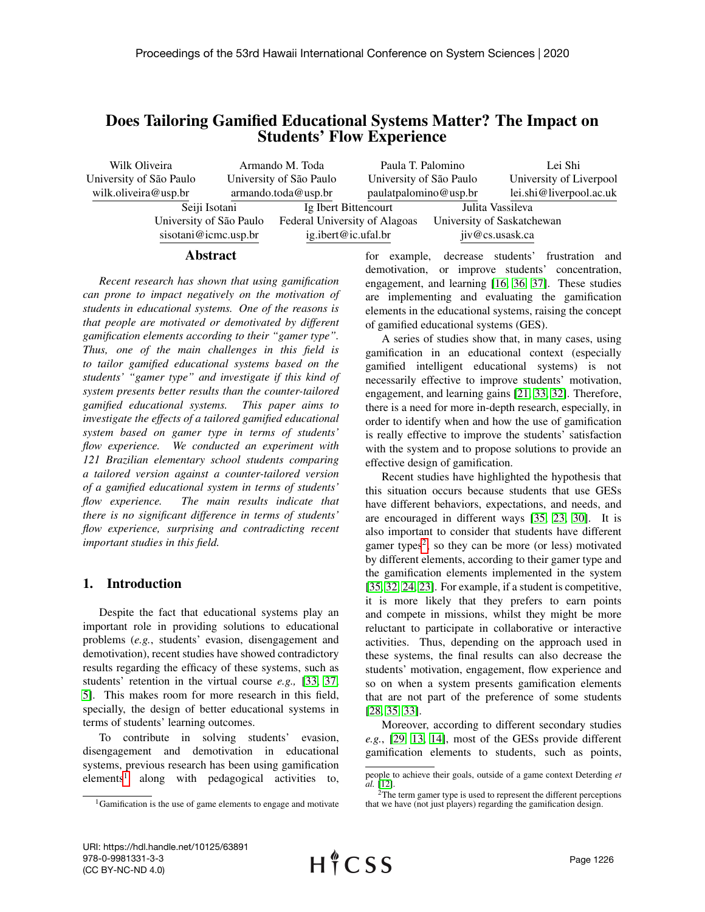# Does Tailoring Gamified Educational Systems Matter? The Impact on Students' Flow Experience

Wilk Oliveira
University of São Paulo
wilk.oliveira@usp.br

Armando M. Toda
University of São Paulo
armando.toda@usp.br

Paula T. Palomino
University of São Paulo
paulatpalomino@usp.br

Lei Shi
University of Liverpool
lei.shi@liverpool.ac.uk

Seiji Isotani
University of São Paulo
sisotani@icmc.usp.br

Ig Ibert Bittencourt
Federal University of Alagoas
ig.ibert@ic.ufal.br

Julita Vassileva
University of Saskatchewan
jiv@cs.usask.ca

## Abstract

*Recent research has shown that using gamification can prone to impact negatively on the motivation of students in educational systems. One of the reasons is that people are motivated or demotivated by different gamification elements according to their "gamer type". Thus, one of the main challenges in this field is to tailor gamified educational systems based on the students' "gamer type" and investigate if this kind of system presents better results than the counter-tailored gamified educational systems. This paper aims to investigate the effects of a tailored gamified educational system based on gamer type in terms of students' flow experience. We conducted an experiment with 121 Brazilian elementary school students comparing a tailored version against a counter-tailored version of a gamified educational system in terms of students' flow experience. The main results indicate that there is no significant difference in terms of students' flow experience, surprising and contradicting recent important studies in this field.*

## 1. Introduction

Despite the fact that educational systems play an important role in providing solutions to educational problems (*e.g.*, students' evasion, disengagement and demotivation), recent studies have showed contradictory results regarding the efficacy of these systems, such as students' retention in the virtual course *e.g.,* [33, 37, 5]. This makes room for more research in this field, specially, the design of better educational systems in terms of students' learning outcomes.

To contribute in solving students' evasion, disengagement and demotivation in educational systems, previous research has been using gamification elements[1] along with pedagogical activities to, for example, decrease students' frustration and demotivation, or improve students' concentration, engagement, and learning [16, 36, 37]. These studies are implementing and evaluating the gamification elements in the educational systems, raising the concept of gamified educational systems (GES).

A series of studies show that, in many cases, using gamification in an educational context (especially gamified intelligent educational systems) is not necessarily effective to improve students' motivation, engagement, and learning gains [21, 33, 32]. Therefore, there is a need for more in-depth research, especially, in order to identify when and how the use of gamification is really effective to improve the students' satisfaction with the system and to propose solutions to provide an effective design of gamification.

Recent studies have highlighted the hypothesis that this situation occurs because students that use GESs have different behaviors, expectations, and needs, and are encouraged in different ways [35, 23, 30]. It is also important to consider that students have different gamer types[2], so they can be more (or less) motivated by different elements, according to their gamer type and the gamification elements implemented in the system [35, 32, 24, 23]. For example, if a student is competitive, it is more likely that they prefers to earn points and compete in missions, whilst they might be more reluctant to participate in collaborative or interactive activities. Thus, depending on the approach used in these systems, the final results can also decrease the students' motivation, engagement, flow experience and so on when a system presents gamification elements that are not part of the preference of some students [28, 35, 33].

Moreover, according to different secondary studies *e.g.*, [29, 13, 14], most of the GESs provide different gamification elements to students, such as points,

---

[1] Gamification is the use of game elements to engage and motivate people to achieve their goals, outside of a game context Deterding *et al.* [12].

[2] The term gamer type is used to represent the different perceptions that we have (not just players) regarding the gamification design.

URI: https://hdl.handle.net/10125/63891
978-0-9981331-3-3
(CC BY-NC-ND 4.0)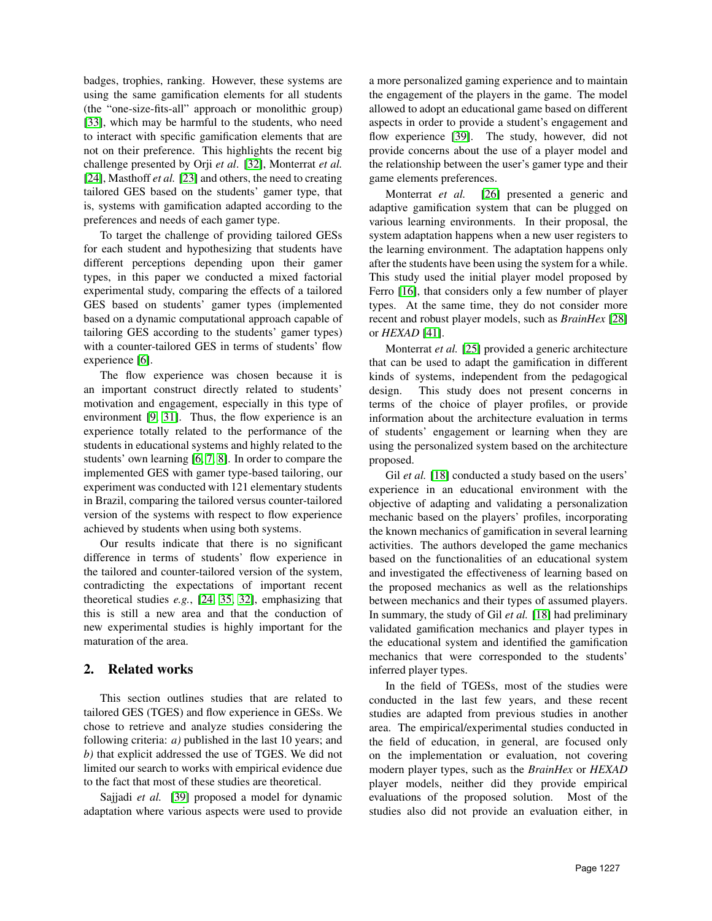badges, trophies, ranking. However, these systems are using the same gamification elements for all students (the "one-size-fits-all" approach or monolithic group) [33], which may be harmful to the students, who need to interact with specific gamification elements that are not on their preference. This highlights the recent big challenge presented by Orji *et al*. [32], Monterrat *et al.* [24], Masthoff *et al.* [23] and others, the need to creating tailored GES based on the students' gamer type, that is, systems with gamification adapted according to the preferences and needs of each gamer type.

To target the challenge of providing tailored GESs for each student and hypothesizing that students have different perceptions depending upon their gamer types, in this paper we conducted a mixed factorial experimental study, comparing the effects of a tailored GES based on students' gamer types (implemented based on a dynamic computational approach capable of tailoring GES according to the students' gamer types) with a counter-tailored GES in terms of students' flow experience [6].

The flow experience was chosen because it is an important construct directly related to students' motivation and engagement, especially in this type of environment [9, 31]. Thus, the flow experience is an experience totally related to the performance of the students in educational systems and highly related to the students' own learning [6, 7, 8]. In order to compare the implemented GES with gamer type-based tailoring, our experiment was conducted with 121 elementary students in Brazil, comparing the tailored versus counter-tailored version of the systems with respect to flow experience achieved by students when using both systems.

Our results indicate that there is no significant difference in terms of students' flow experience in the tailored and counter-tailored version of the system, contradicting the expectations of important recent theoretical studies *e.g.*, [24, 35, 32], emphasizing that this is still a new area and that the conduction of new experimental studies is highly important for the maturation of the area.

## 2. Related works

This section outlines studies that are related to tailored GES (TGES) and flow experience in GESs. We chose to retrieve and analyze studies considering the following criteria: *a)* published in the last 10 years; and *b)* that explicit addressed the use of TGES. We did not limited our search to works with empirical evidence due to the fact that most of these studies are theoretical.

Sajjadi *et al.* [39] proposed a model for dynamic adaptation where various aspects were used to provide a more personalized gaming experience and to maintain the engagement of the players in the game. The model allowed to adopt an educational game based on different aspects in order to provide a student's engagement and flow experience [39]. The study, however, did not provide concerns about the use of a player model and the relationship between the user's gamer type and their game elements preferences.

Monterrat *et al.* [26] presented a generic and adaptive gamification system that can be plugged on various learning environments. In their proposal, the system adaptation happens when a new user registers to the learning environment. The adaptation happens only after the students have been using the system for a while. This study used the initial player model proposed by Ferro [16], that considers only a few number of player types. At the same time, they do not consider more recent and robust player models, such as *BrainHex* [28] or *HEXAD* [41].

Monterrat *et al.* [25] provided a generic architecture that can be used to adapt the gamification in different kinds of systems, independent from the pedagogical design. This study does not present concerns in terms of the choice of player profiles, or provide information about the architecture evaluation in terms of students' engagement or learning when they are using the personalized system based on the architecture proposed.

Gil *et al.* [18] conducted a study based on the users' experience in an educational environment with the objective of adapting and validating a personalization mechanic based on the players' profiles, incorporating the known mechanics of gamification in several learning activities. The authors developed the game mechanics based on the functionalities of an educational system and investigated the effectiveness of learning based on the proposed mechanics as well as the relationships between mechanics and their types of assumed players. In summary, the study of Gil *et al.* [18] had preliminary validated gamification mechanics and player types in the educational system and identified the gamification mechanics that were corresponded to the students' inferred player types.

In the field of TGESs, most of the studies were conducted in the last few years, and these recent studies are adapted from previous studies in another area. The empirical/experimental studies conducted in the field of education, in general, are focused only on the implementation or evaluation, not covering modern player types, such as the *BrainHex* or *HEXAD* player models, neither did they provide empirical evaluations of the proposed solution. Most of the studies also did not provide an evaluation either, in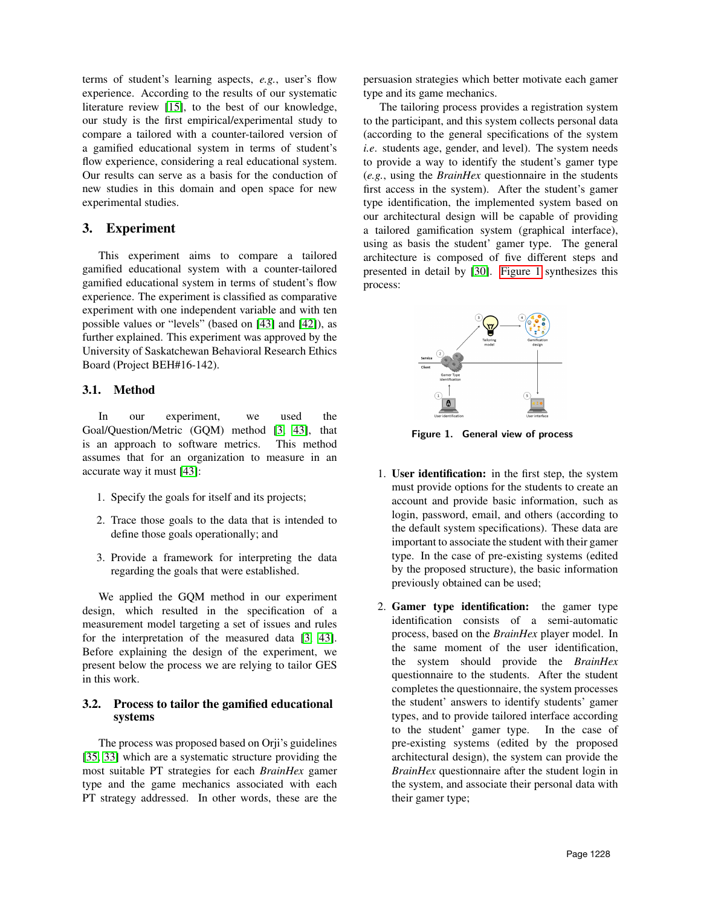terms of student's learning aspects, *e.g.*, user's flow experience. According to the results of our systematic literature review [15], to the best of our knowledge, our study is the first empirical/experimental study to compare a tailored with a counter-tailored version of a gamified educational system in terms of student's flow experience, considering a real educational system. Our results can serve as a basis for the conduction of new studies in this domain and open space for new experimental studies.

## 3. Experiment

This experiment aims to compare a tailored gamified educational system with a counter-tailored gamified educational system in terms of student's flow experience. The experiment is classified as comparative experiment with one independent variable and with ten possible values or "levels" (based on [43] and [42]), as further explained. This experiment was approved by the University of Saskatchewan Behavioral Research Ethics Board (Project BEH#16-142).

### 3.1. Method

In our experiment, we used the Goal/Question/Metric (GQM) method [3, 43], that is an approach to software metrics. This method assumes that for an organization to measure in an accurate way it must [43]:

1. Specify the goals for itself and its projects;
2. Trace those goals to the data that is intended to define those goals operationally; and
3. Provide a framework for interpreting the data regarding the goals that were established.

We applied the GQM method in our experiment design, which resulted in the specification of a measurement model targeting a set of issues and rules for the interpretation of the measured data [3, 43]. Before explaining the design of the experiment, we present below the process we are relying to tailor GES in this work.

### 3.2. Process to tailor the gamified educational systems

The process was proposed based on Orji's guidelines [35, 33] which are a systematic structure providing the most suitable PT strategies for each *BrainHex* gamer type and the game mechanics associated with each PT strategy addressed. In other words, these are the persuasion strategies which better motivate each gamer type and its game mechanics.

The tailoring process provides a registration system to the participant, and this system collects personal data (according to the general specifications of the system *i.e.* students age, gender, and level). The system needs to provide a way to identify the student's gamer type (*e.g.*, using the *BrainHex* questionnaire in the students first access in the system). After the student's gamer type identification, the implemented system based on our architectural design will be capable of providing a tailored gamification system (graphical interface), using as basis the student' gamer type. The general architecture is composed of five different steps and presented in detail by [30]. Figure 1 synthesizes this process:

Figure 1. General view of process

1. **User identification:** in the first step, the system must provide options for the students to create an account and provide basic information, such as login, password, email, and others (according to the default system specifications). These data are important to associate the student with their gamer type. In the case of pre-existing systems (edited by the proposed structure), the basic information previously obtained can be used;
2. **Gamer type identification:** the gamer type identification consists of a semi-automatic process, based on the *BrainHex* player model. In the same moment of the user identification, the system should provide the *BrainHex* questionnaire to the students. After the student completes the questionnaire, the system processes the student' answers to identify students' gamer types, and to provide tailored interface according to the student' gamer type. In the case of pre-existing systems (edited by the proposed architectural design), the system can provide the *BrainHex* questionnaire after the student login in the system, and associate their personal data with their gamer type;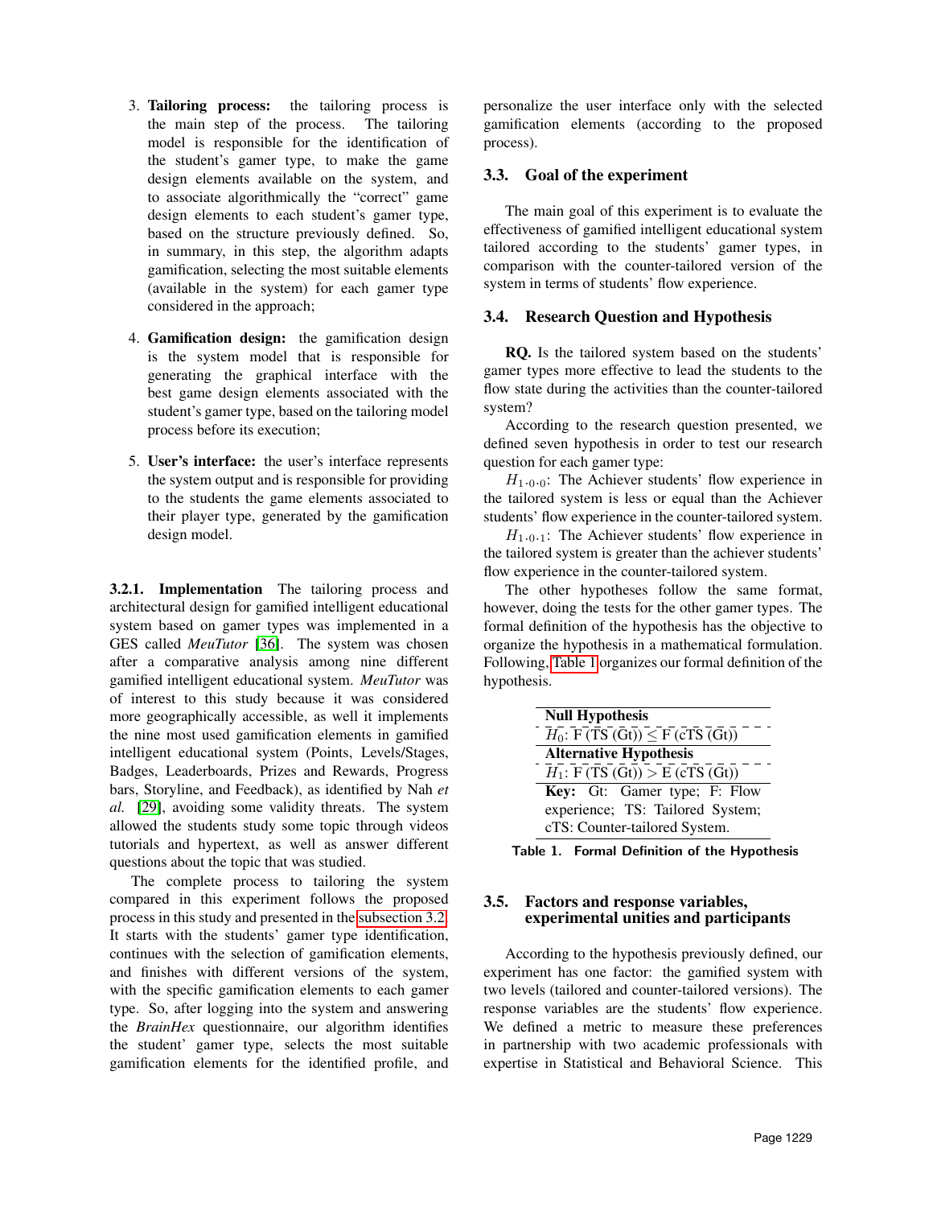3. **Tailoring process:** the tailoring process is the main step of the process. The tailoring model is responsible for the identification of the student's gamer type, to make the game design elements available on the system, and to associate algorithmically the "correct" game design elements to each student's gamer type, based on the structure previously defined. So, in summary, in this step, the algorithm adapts gamification, selecting the most suitable elements (available in the system) for each gamer type considered in the approach;

4. **Gamification design:** the gamification design is the system model that is responsible for generating the graphical interface with the best game design elements associated with the student's gamer type, based on the tailoring model process before its execution;

5. **User's interface:** the user's interface represents the system output and is responsible for providing to the students the game elements associated to their player type, generated by the gamification design model.

#### 3.2.1. Implementation

The tailoring process and architectural design for gamified intelligent educational system based on gamer types was implemented in a GES called *MeuTutor* [36]. The system was chosen after a comparative analysis among nine different gamified intelligent educational system. *MeuTutor* was of interest to this study because it was considered more geographically accessible, as well it implements the nine most used gamification elements in gamified intelligent educational system (Points, Levels/Stages, Badges, Leaderboards, Prizes and Rewards, Progress bars, Storyline, and Feedback), as identified by Nah *et al.* [29], avoiding some validity threats. The system allowed the students study some topic through videos tutorials and hypertext, as well as answer different questions about the topic that was studied.

The complete process to tailoring the system compared in this experiment follows the proposed process in this study and presented in the subsection 3.2. It starts with the students' gamer type identification, continues with the selection of gamification elements, and finishes with different versions of the system, with the specific gamification elements to each gamer type. So, after logging into the system and answering the *BrainHex* questionnaire, our algorithm identifies the student' gamer type, selects the most suitable gamification elements for the identified profile, and personalize the user interface only with the selected gamification elements (according to the proposed process).

### 3.3. Goal of the experiment

The main goal of this experiment is to evaluate the effectiveness of gamified intelligent educational system tailored according to the students' gamer types, in comparison with the counter-tailored version of the system in terms of students' flow experience.

### 3.4. Research Question and Hypothesis

**RQ.** Is the tailored system based on the students' gamer types more effective to lead the students to the flow state during the activities than the counter-tailored system?

According to the research question presented, we defined seven hypothesis in order to test our research question for each gamer type:

$H_{1 \cdot 0 \cdot 0}$: The Achiever students' flow experience in the tailored system is less or equal than the Achiever students' flow experience in the counter-tailored system.

$H_{1 \cdot 0 \cdot 1}$: The Achiever students' flow experience in the tailored system is greater than the achiever students' flow experience in the counter-tailored system.

The other hypotheses follow the same format, however, doing the tests for the other gamer types. The formal definition of the hypothesis has the objective to organize the hypothesis in a mathematical formulation. Following, Table 1 organizes our formal definition of the hypothesis.

| **Null Hypothesis** |
| --- |
| $H_0$: F (TS (Gt)) $\leq$ F (cTS (Gt)) |
| **Alternative Hypothesis** |
| $H_1$: F (TS (Gt)) $>$ E (cTS (Gt)) |
| **Key:** Gt: Gamer type; F: Flow experience; TS: Tailored System; cTS: Counter-tailored System. |

Table 1. Formal Definition of the Hypothesis

### 3.5. Factors and response variables, experimental unities and participants

According to the hypothesis previously defined, our experiment has one factor: the gamified system with two levels (tailored and counter-tailored versions). The response variables are the students' flow experience. We defined a metric to measure these preferences in partnership with two academic professionals with expertise in Statistical and Behavioral Science. This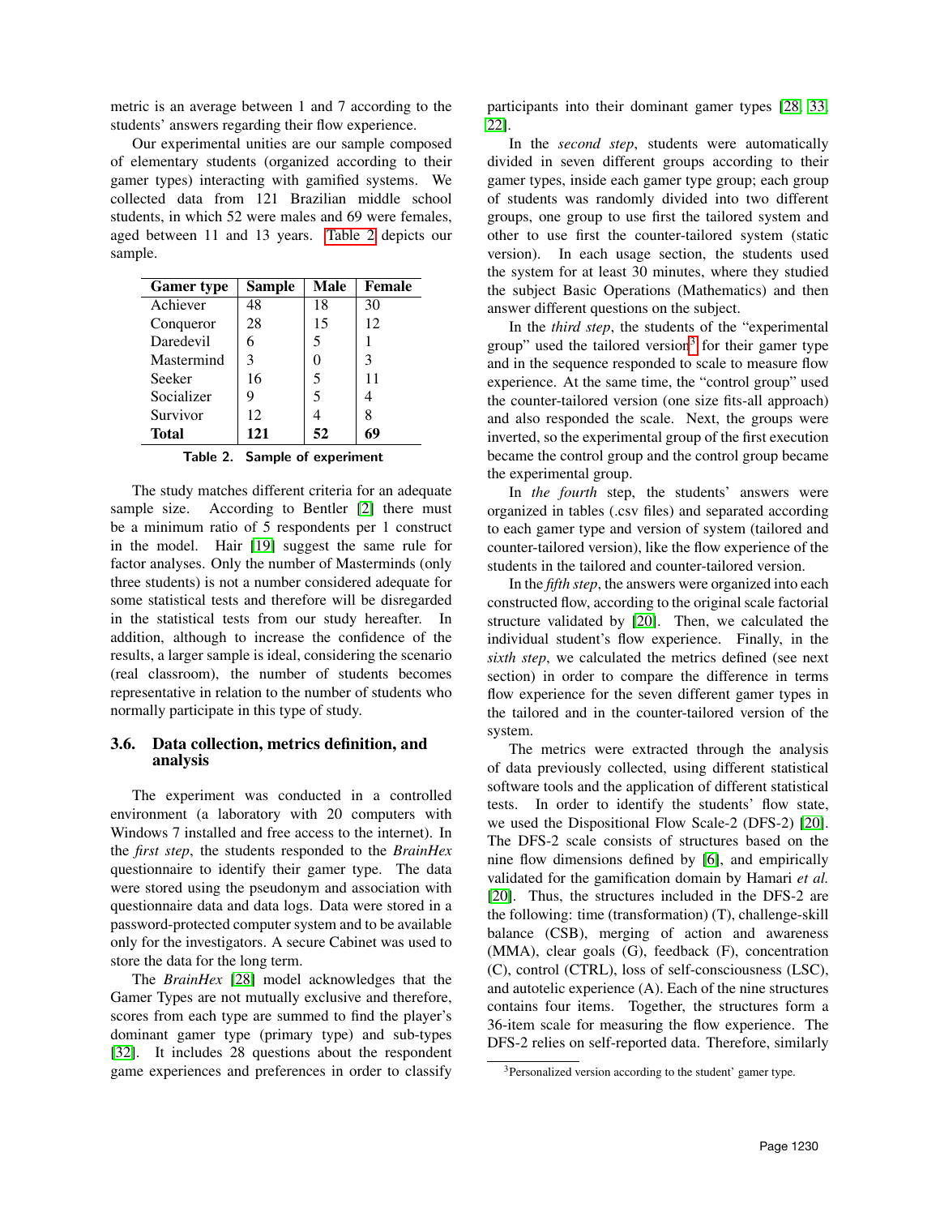metric is an average between 1 and 7 according to the students' answers regarding their flow experience.

Our experimental unities are our sample composed of elementary students (organized according to their gamer types) interacting with gamified systems. We collected data from 121 Brazilian middle school students, in which 52 were males and 69 were females, aged between 11 and 13 years. Table 2 depicts our sample.

| **Gamer type** | **Sample** | **Male** | **Female** |
|---|---|---|---|
| Achiever | 48 | 18 | 30 |
| Conqueror | 28 | 15 | 12 |
| Daredevil | 6 | 5 | 1 |
| Mastermind | 3 | 0 | 3 |
| Seeker | 16 | 5 | 11 |
| Socializer | 9 | 5 | 4 |
| Survivor | 12 | 4 | 8 |
| **Total** | **121** | **52** | **69** |

Table 2. Sample of experiment

The study matches different criteria for an adequate sample size. According to Bentler [2] there must be a minimum ratio of 5 respondents per 1 construct in the model. Hair [19] suggest the same rule for factor analyses. Only the number of Masterminds (only three students) is not a number considered adequate for some statistical tests and therefore will be disregarded in the statistical tests from our study hereafter. In addition, although to increase the confidence of the results, a larger sample is ideal, considering the scenario (real classroom), the number of students becomes representative in relation to the number of students who normally participate in this type of study.

### 3.6. Data collection, metrics definition, and analysis

The experiment was conducted in a controlled environment (a laboratory with 20 computers with Windows 7 installed and free access to the internet). In the *first step*, the students responded to the *BrainHex* questionnaire to identify their gamer type. The data were stored using the pseudonym and association with questionnaire data and data logs. Data were stored in a password-protected computer system and to be available only for the investigators. A secure Cabinet was used to store the data for the long term.

The *BrainHex* [28] model acknowledges that the Gamer Types are not mutually exclusive and therefore, scores from each type are summed to find the player's dominant gamer type (primary type) and sub-types [32]. It includes 28 questions about the respondent game experiences and preferences in order to classify participants into their dominant gamer types [28, 33, 22].

In the *second step*, students were automatically divided in seven different groups according to their gamer types, inside each gamer type group; each group of students was randomly divided into two different groups, one group to use first the tailored system and other to use first the counter-tailored system (static version). In each usage section, the students used the system for at least 30 minutes, where they studied the subject Basic Operations (Mathematics) and then answer different questions on the subject.

In the *third step*, the students of the "experimental group" used the tailored version[3] for their gamer type and in the sequence responded to scale to measure flow experience. At the same time, the "control group" used the counter-tailored version (one size fits-all approach) and also responded the scale. Next, the groups were inverted, so the experimental group of the first execution became the control group and the control group became the experimental group.

In *the fourth* step, the students' answers were organized in tables (.csv files) and separated according to each gamer type and version of system (tailored and counter-tailored version), like the flow experience of the students in the tailored and counter-tailored version.

In the *fifth step*, the answers were organized into each constructed flow, according to the original scale factorial structure validated by [20]. Then, we calculated the individual student's flow experience. Finally, in the *sixth step*, we calculated the metrics defined (see next section) in order to compare the difference in terms flow experience for the seven different gamer types in the tailored and in the counter-tailored version of the system.

The metrics were extracted through the analysis of data previously collected, using different statistical software tools and the application of different statistical tests. In order to identify the students' flow state, we used the Dispositional Flow Scale-2 (DFS-2) [20]. The DFS-2 scale consists of structures based on the nine flow dimensions defined by [6], and empirically validated for the gamification domain by Hamari *et al.* [20]. Thus, the structures included in the DFS-2 are the following: time (transformation) (T), challenge-skill balance (CSB), merging of action and awareness (MMA), clear goals (G), feedback (F), concentration (C), control (CTRL), loss of self-consciousness (LSC), and autotelic experience (A). Each of the nine structures contains four items. Together, the structures form a 36-item scale for measuring the flow experience. The DFS-2 relies on self-reported data. Therefore, similarly

[3] Personalized version according to the student' gamer type.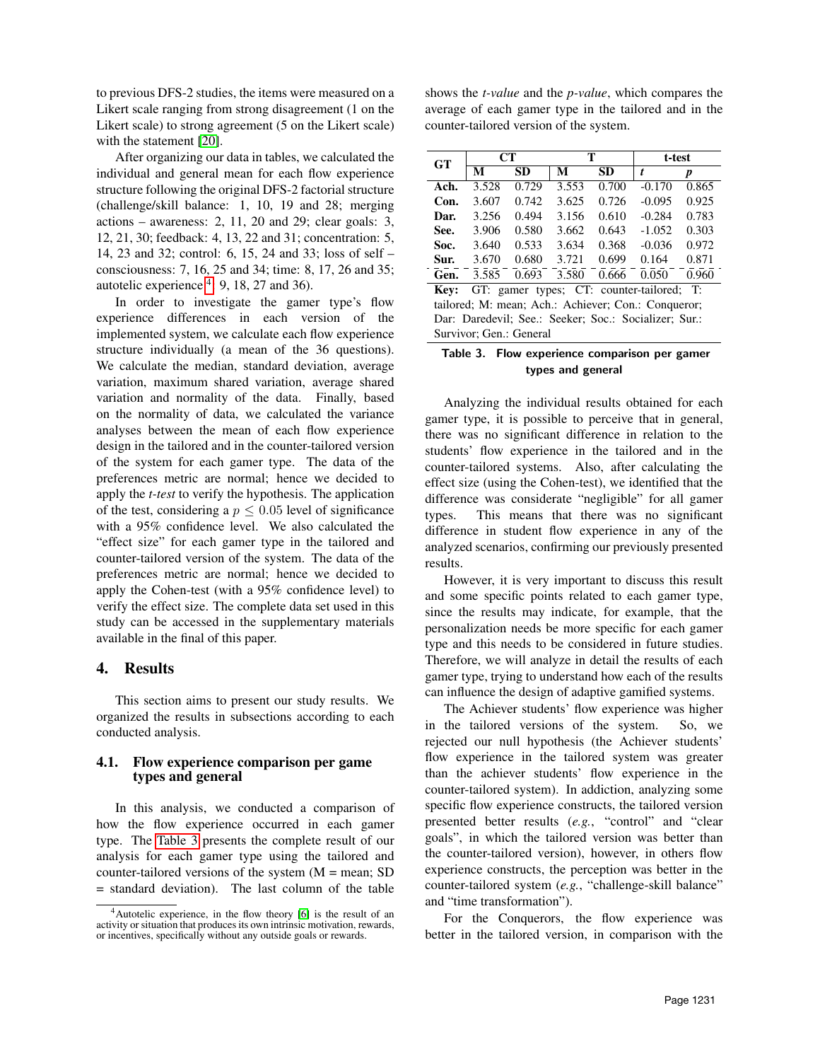to previous DFS-2 studies, the items were measured on a Likert scale ranging from strong disagreement (1 on the Likert scale) to strong agreement (5 on the Likert scale) with the statement [20].

After organizing our data in tables, we calculated the individual and general mean for each flow experience structure following the original DFS-2 factorial structure (challenge/skill balance: 1, 10, 19 and 28; merging actions – awareness: 2, 11, 20 and 29; clear goals: 3, 12, 21, 30; feedback: 4, 13, 22 and 31; concentration: 5, 14, 23 and 32; control: 6, 15, 24 and 33; loss of self – consciousness: 7, 16, 25 and 34; time: 8, 17, 26 and 35; autotelic experience[4]: 9, 18, 27 and 36).

In order to investigate the gamer type's flow experience differences in each version of the implemented system, we calculate each flow experience structure individually (a mean of the 36 questions). We calculate the median, standard deviation, average variation, maximum shared variation, average shared variation and normality of the data. Finally, based on the normality of data, we calculated the variance analyses between the mean of each flow experience design in the tailored and in the counter-tailored version of the system for each gamer type. The data of the preferences metric are normal; hence we decided to apply the *t-test* to verify the hypothesis. The application of the test, considering a $p \leq 0.05$ level of significance with a 95% confidence level. We also calculated the "effect size" for each gamer type in the tailored and counter-tailored version of the system. The data of the preferences metric are normal; hence we decided to apply the Cohen-test (with a 95% confidence level) to verify the effect size. The complete data set used in this study can be accessed in the supplementary materials available in the final of this paper.

## 4. Results

This section aims to present our study results. We organized the results in subsections according to each conducted analysis.

### 4.1. Flow experience comparison per game types and general

In this analysis, we conducted a comparison of how the flow experience occurred in each gamer type. The Table 3 presents the complete result of our analysis for each gamer type using the tailored and counter-tailored versions of the system (M = mean; SD = standard deviation). The last column of the table shows the *t-value* and the *p-value*, which compares the average of each gamer type in the tailored and in the counter-tailored version of the system.

| GT | CT | | T | | t-test | |
|---|---|---|---|---|---|---|
| | M | SD | M | SD | *t* | *p* |
| **Ach.** | 3.528 | 0.729 | 3.553 | 0.700 | -0.170 | 0.865 |
| **Con.** | 3.607 | 0.742 | 3.625 | 0.726 | -0.095 | 0.925 |
| **Dar.** | 3.256 | 0.494 | 3.156 | 0.610 | -0.284 | 0.783 |
| **See.** | 3.906 | 0.580 | 3.662 | 0.643 | -1.052 | 0.303 |
| **Soc.** | 3.640 | 0.533 | 3.634 | 0.368 | -0.036 | 0.972 |
| **Sur.** | 3.670 | 0.680 | 3.721 | 0.699 | 0.164 | 0.871 |
| **Gen.** | 3.585 | 0.693 | 3.580 | 0.666 | 0.050 | 0.960 |

**Key:** GT: gamer types; CT: counter-tailored; T: tailored; M: mean; Ach.: Achiever; Con.: Conqueror; Dar: Daredevil; See.: Seeker; Soc.: Socializer; Sur.: Survivor; Gen.: General

**Table 3. Flow experience comparison per gamer types and general**

Analyzing the individual results obtained for each gamer type, it is possible to perceive that in general, there was no significant difference in relation to the students' flow experience in the tailored and in the counter-tailored systems. Also, after calculating the effect size (using the Cohen-test), we identified that the difference was considerate "negligible" for all gamer types. This means that there was no significant difference in student flow experience in any of the analyzed scenarios, confirming our previously presented results.

However, it is very important to discuss this result and some specific points related to each gamer type, since the results may indicate, for example, that the personalization needs be more specific for each gamer type and this needs to be considered in future studies. Therefore, we will analyze in detail the results of each gamer type, trying to understand how each of the results can influence the design of adaptive gamified systems.

The Achiever students' flow experience was higher in the tailored versions of the system. So, we rejected our null hypothesis (the Achiever students' flow experience in the tailored system was greater than the achiever students' flow experience in the counter-tailored system). In addiction, analyzing some specific flow experience constructs, the tailored version presented better results (*e.g.*, "control" and "clear goals", in which the tailored version was better than the counter-tailored version), however, in others flow experience constructs, the perception was better in the counter-tailored system (*e.g.*, "challenge-skill balance" and "time transformation").

For the Conquerors, the flow experience was better in the tailored version, in comparison with the

[4] Autotelic experience, in the flow theory [6] is the result of an activity or situation that produces its own intrinsic motivation, rewards, or incentives, specifically without any outside goals or rewards.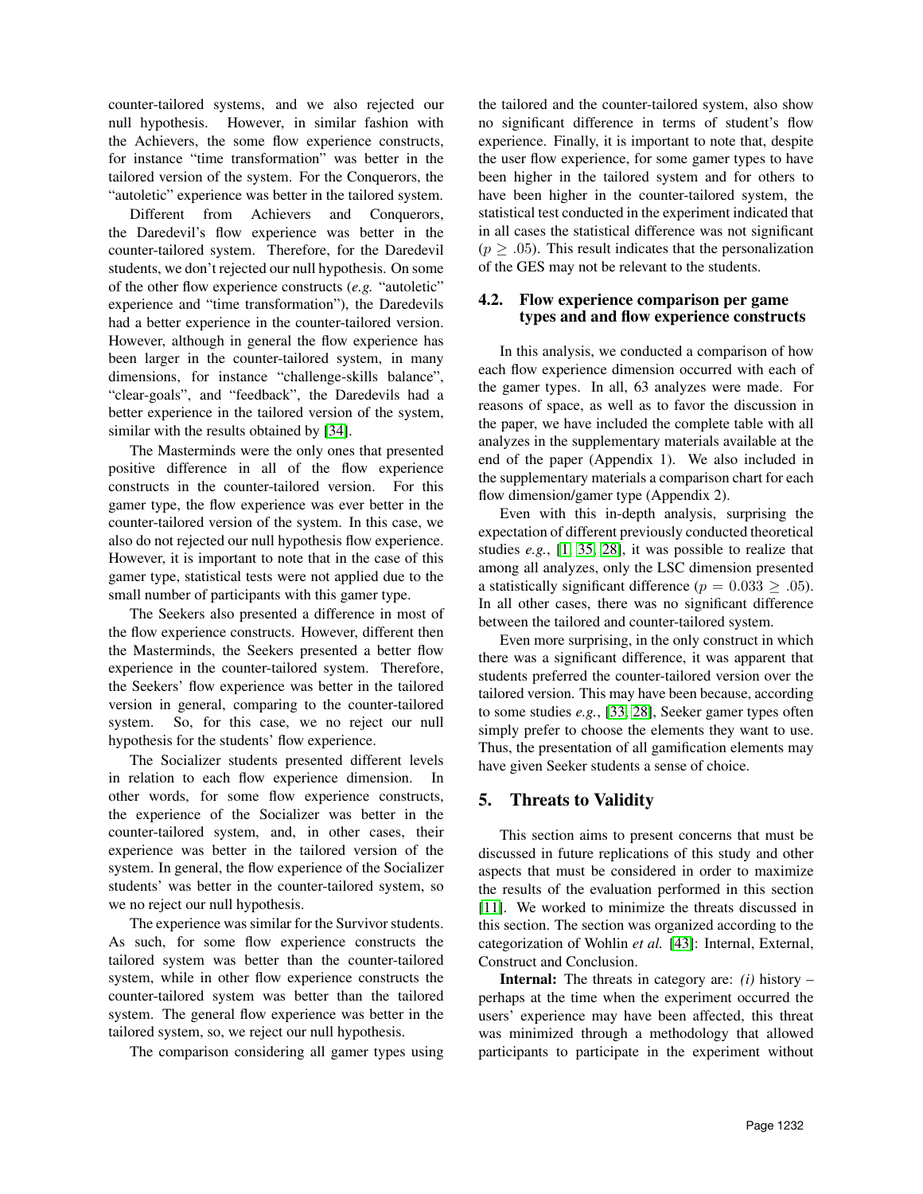counter-tailored systems, and we also rejected our null hypothesis. However, in similar fashion with the Achievers, the some flow experience constructs, for instance "time transformation" was better in the tailored version of the system. For the Conquerors, the "autoletic" experience was better in the tailored system.

Different from Achievers and Conquerors, the Daredevil's flow experience was better in the counter-tailored system. Therefore, for the Daredevil students, we don't rejected our null hypothesis. On some of the other flow experience constructs (*e.g.* "autoletic" experience and "time transformation"), the Daredevils had a better experience in the counter-tailored version. However, although in general the flow experience has been larger in the counter-tailored system, in many dimensions, for instance "challenge-skills balance", "clear-goals", and "feedback", the Daredevils had a better experience in the tailored version of the system, similar with the results obtained by [34].

The Masterminds were the only ones that presented positive difference in all of the flow experience constructs in the counter-tailored version. For this gamer type, the flow experience was ever better in the counter-tailored version of the system. In this case, we also do not rejected our null hypothesis flow experience. However, it is important to note that in the case of this gamer type, statistical tests were not applied due to the small number of participants with this gamer type.

The Seekers also presented a difference in most of the flow experience constructs. However, different then the Masterminds, the Seekers presented a better flow experience in the counter-tailored system. Therefore, the Seekers' flow experience was better in the tailored version in general, comparing to the counter-tailored system. So, for this case, we no reject our null hypothesis for the students' flow experience.

The Socializer students presented different levels in relation to each flow experience dimension. In other words, for some flow experience constructs, the experience of the Socializer was better in the counter-tailored system, and, in other cases, their experience was better in the tailored version of the system. In general, the flow experience of the Socializer students' was better in the counter-tailored system, so we no reject our null hypothesis.

The experience was similar for the Survivor students. As such, for some flow experience constructs the tailored system was better than the counter-tailored system, while in other flow experience constructs the counter-tailored system was better than the tailored system. The general flow experience was better in the tailored system, so, we reject our null hypothesis.

The comparison considering all gamer types using the tailored and the counter-tailored system, also show no significant difference in terms of student's flow experience. Finally, it is important to note that, despite the user flow experience, for some gamer types to have been higher in the tailored system and for others to have been higher in the counter-tailored system, the statistical test conducted in the experiment indicated that in all cases the statistical difference was not significant ($p \geq .05$). This result indicates that the personalization of the GES may not be relevant to the students.

### 4.2. Flow experience comparison per game types and and flow experience constructs

In this analysis, we conducted a comparison of how each flow experience dimension occurred with each of the gamer types. In all, 63 analyzes were made. For reasons of space, as well as to favor the discussion in the paper, we have included the complete table with all analyzes in the supplementary materials available at the end of the paper (Appendix 1). We also included in the supplementary materials a comparison chart for each flow dimension/gamer type (Appendix 2).

Even with this in-depth analysis, surprising the expectation of different previously conducted theoretical studies *e.g.*, [1, 35, 28], it was possible to realize that among all analyzes, only the LSC dimension presented a statistically significant difference ($p = 0.033 \geq .05$). In all other cases, there was no significant difference between the tailored and counter-tailored system.

Even more surprising, in the only construct in which there was a significant difference, it was apparent that students preferred the counter-tailored version over the tailored version. This may have been because, according to some studies *e.g.*, [33, 28], Seeker gamer types often simply prefer to choose the elements they want to use. Thus, the presentation of all gamification elements may have given Seeker students a sense of choice.

## 5. Threats to Validity

This section aims to present concerns that must be discussed in future replications of this study and other aspects that must be considered in order to maximize the results of the evaluation performed in this section [11]. We worked to minimize the threats discussed in this section. The section was organized according to the categorization of Wohlin *et al.* [43]: Internal, External, Construct and Conclusion.

**Internal:** The threats in category are: *(i)* history – perhaps at the time when the experiment occurred the users' experience may have been affected, this threat was minimized through a methodology that allowed participants to participate in the experiment without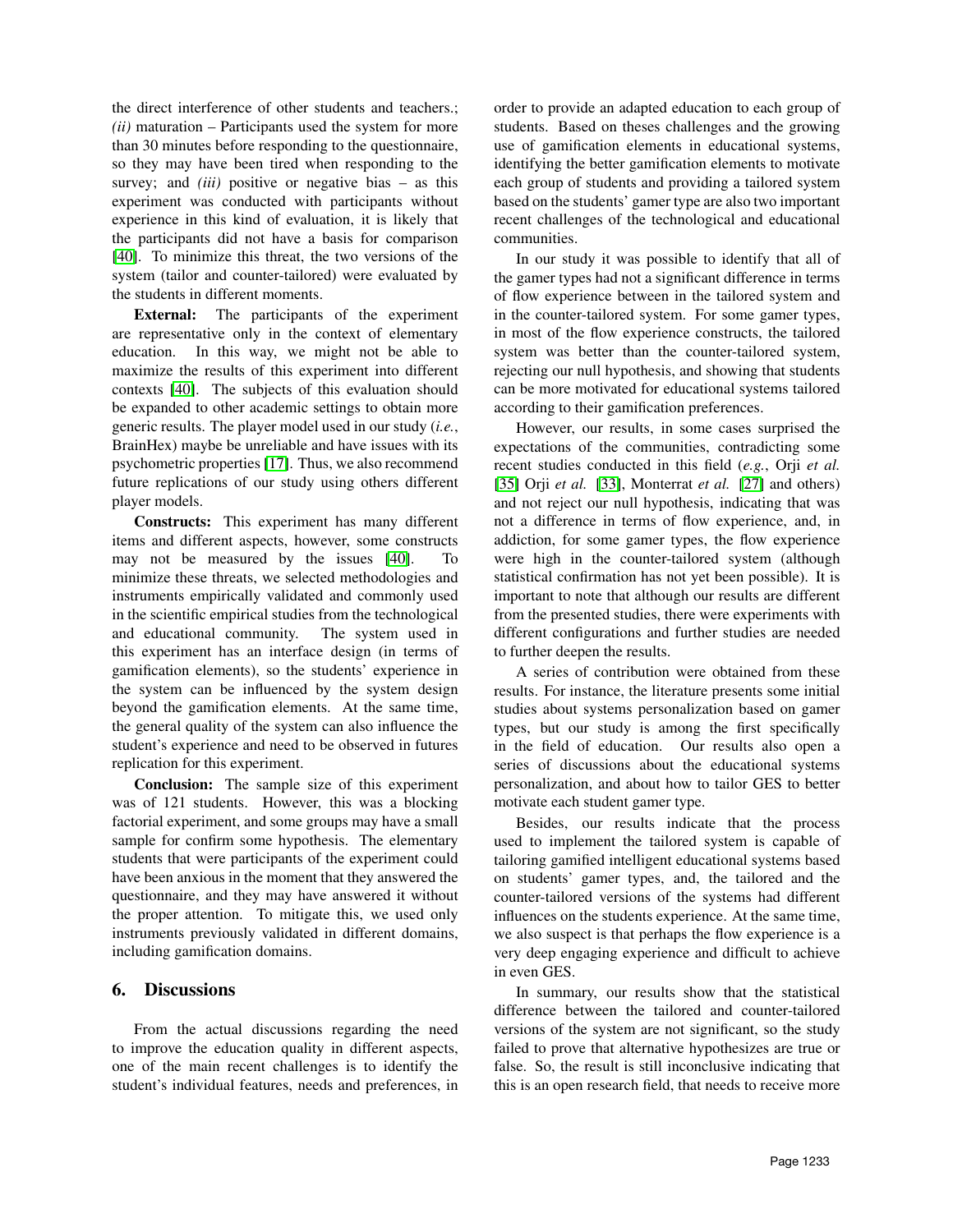the direct interference of other students and teachers.; *(ii)* maturation – Participants used the system for more than 30 minutes before responding to the questionnaire, so they may have been tired when responding to the survey; and *(iii)* positive or negative bias – as this experiment was conducted with participants without experience in this kind of evaluation, it is likely that the participants did not have a basis for comparison [40]. To minimize this threat, the two versions of the system (tailor and counter-tailored) were evaluated by the students in different moments.

**External:** The participants of the experiment are representative only in the context of elementary education. In this way, we might not be able to maximize the results of this experiment into different contexts [40]. The subjects of this evaluation should be expanded to other academic settings to obtain more generic results. The player model used in our study (*i.e.*, BrainHex) maybe be unreliable and have issues with its psychometric properties [17]. Thus, we also recommend future replications of our study using others different player models.

**Constructs:** This experiment has many different items and different aspects, however, some constructs may not be measured by the issues [40]. To minimize these threats, we selected methodologies and instruments empirically validated and commonly used in the scientific empirical studies from the technological and educational community. The system used in this experiment has an interface design (in terms of gamification elements), so the students' experience in the system can be influenced by the system design beyond the gamification elements. At the same time, the general quality of the system can also influence the student's experience and need to be observed in futures replication for this experiment.

**Conclusion:** The sample size of this experiment was of 121 students. However, this was a blocking factorial experiment, and some groups may have a small sample for confirm some hypothesis. The elementary students that were participants of the experiment could have been anxious in the moment that they answered the questionnaire, and they may have answered it without the proper attention. To mitigate this, we used only instruments previously validated in different domains, including gamification domains.

## 6. Discussions

From the actual discussions regarding the need to improve the education quality in different aspects, one of the main recent challenges is to identify the student's individual features, needs and preferences, in order to provide an adapted education to each group of students. Based on theses challenges and the growing use of gamification elements in educational systems, identifying the better gamification elements to motivate each group of students and providing a tailored system based on the students' gamer type are also two important recent challenges of the technological and educational communities.

In our study it was possible to identify that all of the gamer types had not a significant difference in terms of flow experience between in the tailored system and in the counter-tailored system. For some gamer types, in most of the flow experience constructs, the tailored system was better than the counter-tailored system, rejecting our null hypothesis, and showing that students can be more motivated for educational systems tailored according to their gamification preferences.

However, our results, in some cases surprised the expectations of the communities, contradicting some recent studies conducted in this field (*e.g.*, Orji *et al.* [35] Orji *et al.* [33], Monterrat *et al.* [27] and others) and not reject our null hypothesis, indicating that was not a difference in terms of flow experience, and, in addiction, for some gamer types, the flow experience were high in the counter-tailored system (although statistical confirmation has not yet been possible). It is important to note that although our results are different from the presented studies, there were experiments with different configurations and further studies are needed to further deepen the results.

A series of contribution were obtained from these results. For instance, the literature presents some initial studies about systems personalization based on gamer types, but our study is among the first specifically in the field of education. Our results also open a series of discussions about the educational systems personalization, and about how to tailor GES to better motivate each student gamer type.

Besides, our results indicate that the process used to implement the tailored system is capable of tailoring gamified intelligent educational systems based on students' gamer types, and, the tailored and the counter-tailored versions of the systems had different influences on the students experience. At the same time, we also suspect is that perhaps the flow experience is a very deep engaging experience and difficult to achieve in even GES.

In summary, our results show that the statistical difference between the tailored and counter-tailored versions of the system are not significant, so the study failed to prove that alternative hypothesizes are true or false. So, the result is still inconclusive indicating that this is an open research field, that needs to receive more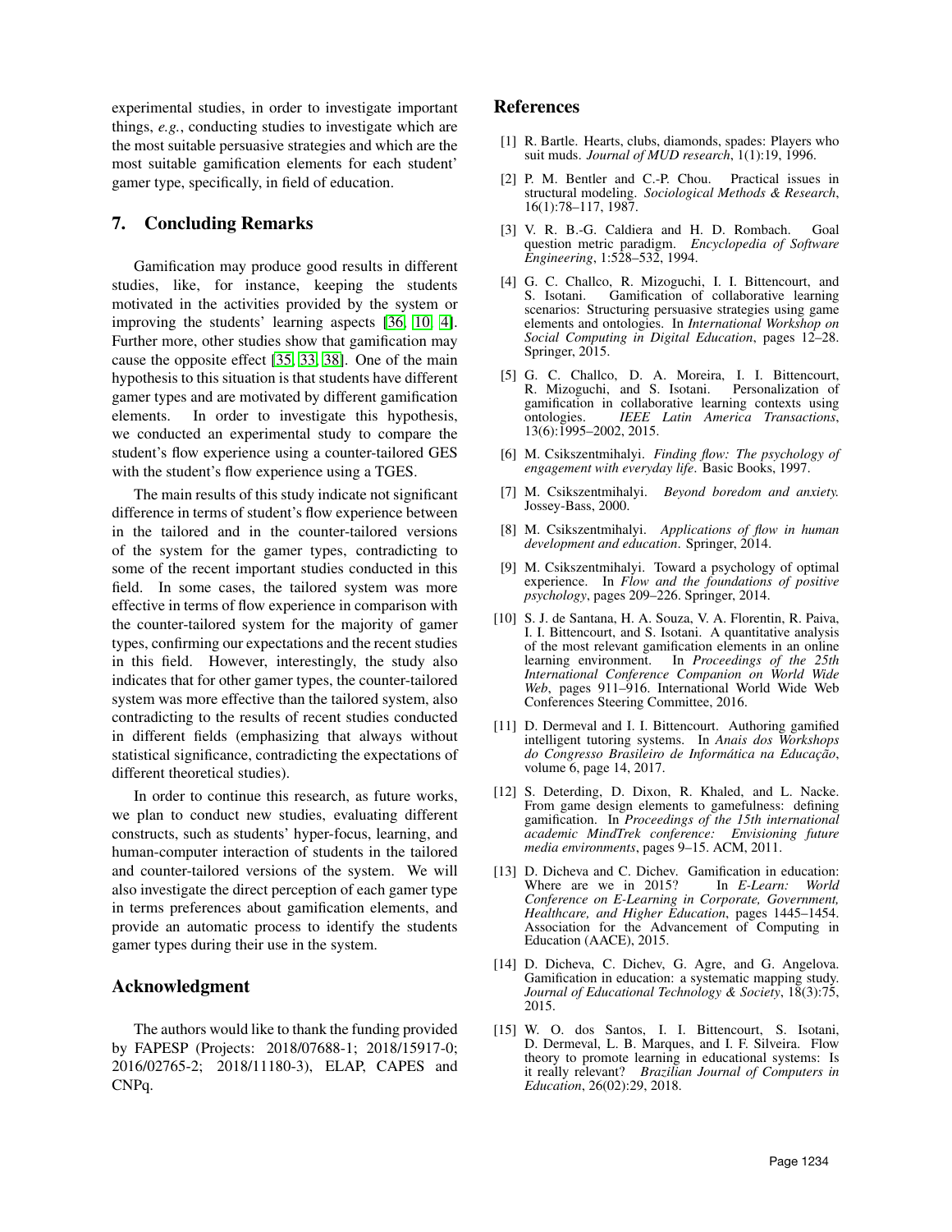experimental studies, in order to investigate important things, *e.g.*, conducting studies to investigate which are the most suitable persuasive strategies and which are the most suitable gamification elements for each student' gamer type, specifically, in field of education.

## 7. Concluding Remarks

Gamification may produce good results in different studies, like, for instance, keeping the students motivated in the activities provided by the system or improving the students' learning aspects [36, 10, 4]. Further more, other studies show that gamification may cause the opposite effect [35, 33, 38]. One of the main hypothesis to this situation is that students have different gamer types and are motivated by different gamification elements. In order to investigate this hypothesis, we conducted an experimental study to compare the student's flow experience using a counter-tailored GES with the student's flow experience using a TGES.

The main results of this study indicate not significant difference in terms of student's flow experience between in the tailored and in the counter-tailored versions of the system for the gamer types, contradicting to some of the recent important studies conducted in this field. In some cases, the tailored system was more effective in terms of flow experience in comparison with the counter-tailored system for the majority of gamer types, confirming our expectations and the recent studies in this field. However, interestingly, the study also indicates that for other gamer types, the counter-tailored system was more effective than the tailored system, also contradicting to the results of recent studies conducted in different fields (emphasizing that always without statistical significance, contradicting the expectations of different theoretical studies).

In order to continue this research, as future works, we plan to conduct new studies, evaluating different constructs, such as students' hyper-focus, learning, and human-computer interaction of students in the tailored and counter-tailored versions of the system. We will also investigate the direct perception of each gamer type in terms preferences about gamification elements, and provide an automatic process to identify the students gamer types during their use in the system.

## Acknowledgment

The authors would like to thank the funding provided by FAPESP (Projects: 2018/07688-1; 2018/15917-0; 2016/02765-2; 2018/11180-3), ELAP, CAPES and CNPq.

## References

[1] R. Bartle. Hearts, clubs, diamonds, spades: Players who suit muds. *Journal of MUD research*, 1(1):19, 1996.

[2] P. M. Bentler and C.-P. Chou. Practical issues in structural modeling. *Sociological Methods & Research*, 16(1):78–117, 1987.

[3] V. R. B.-G. Caldiera and H. D. Rombach. Goal question metric paradigm. *Encyclopedia of Software Engineering*, 1:528–532, 1994.

[4] G. C. Challco, R. Mizoguchi, I. I. Bittencourt, and S. Isotani. Gamification of collaborative learning scenarios: Structuring persuasive strategies using game elements and ontologies. In *International Workshop on Social Computing in Digital Education*, pages 12–28. Springer, 2015.

[5] G. C. Challco, D. A. Moreira, I. I. Bittencourt, R. Mizoguchi, and S. Isotani. Personalization of gamification in collaborative learning contexts using ontologies. *IEEE Latin America Transactions*, 13(6):1995–2002, 2015.

[6] M. Csikszentmihalyi. *Finding flow: The psychology of engagement with everyday life*. Basic Books, 1997.

[7] M. Csikszentmihalyi. *Beyond boredom and anxiety.* Jossey-Bass, 2000.

[8] M. Csikszentmihalyi. *Applications of flow in human development and education*. Springer, 2014.

[9] M. Csikszentmihalyi. Toward a psychology of optimal experience. In *Flow and the foundations of positive psychology*, pages 209–226. Springer, 2014.

[10] S. J. de Santana, H. A. Souza, V. A. Florentin, R. Paiva, I. I. Bittencourt, and S. Isotani. A quantitative analysis of the most relevant gamification elements in an online learning environment. In *Proceedings of the 25th International Conference Companion on World Wide Web*, pages 911–916. International World Wide Web Conferences Steering Committee, 2016.

[11] D. Dermeval and I. I. Bittencourt. Authoring gamified intelligent tutoring systems. In *Anais dos Workshops do Congresso Brasileiro de Informática na Educação*, volume 6, page 14, 2017.

[12] S. Deterding, D. Dixon, R. Khaled, and L. Nacke. From game design elements to gamefulness: defining gamification. In *Proceedings of the 15th international academic MindTrek conference: Envisioning future media environments*, pages 9–15. ACM, 2011.

[13] D. Dicheva and C. Dichev. Gamification in education: Where are we in 2015? In *E-Learn: World Conference on E-Learning in Corporate, Government, Healthcare, and Higher Education*, pages 1445–1454. Association for the Advancement of Computing in Education (AACE), 2015.

[14] D. Dicheva, C. Dichev, G. Agre, and G. Angelova. Gamification in education: a systematic mapping study. *Journal of Educational Technology & Society*, 18(3):75, 2015.

[15] W. O. dos Santos, I. I. Bittencourt, S. Isotani, D. Dermeval, L. B. Marques, and I. F. Silveira. Flow theory to promote learning in educational systems: Is it really relevant? *Brazilian Journal of Computers in Education*, 26(02):29, 2018.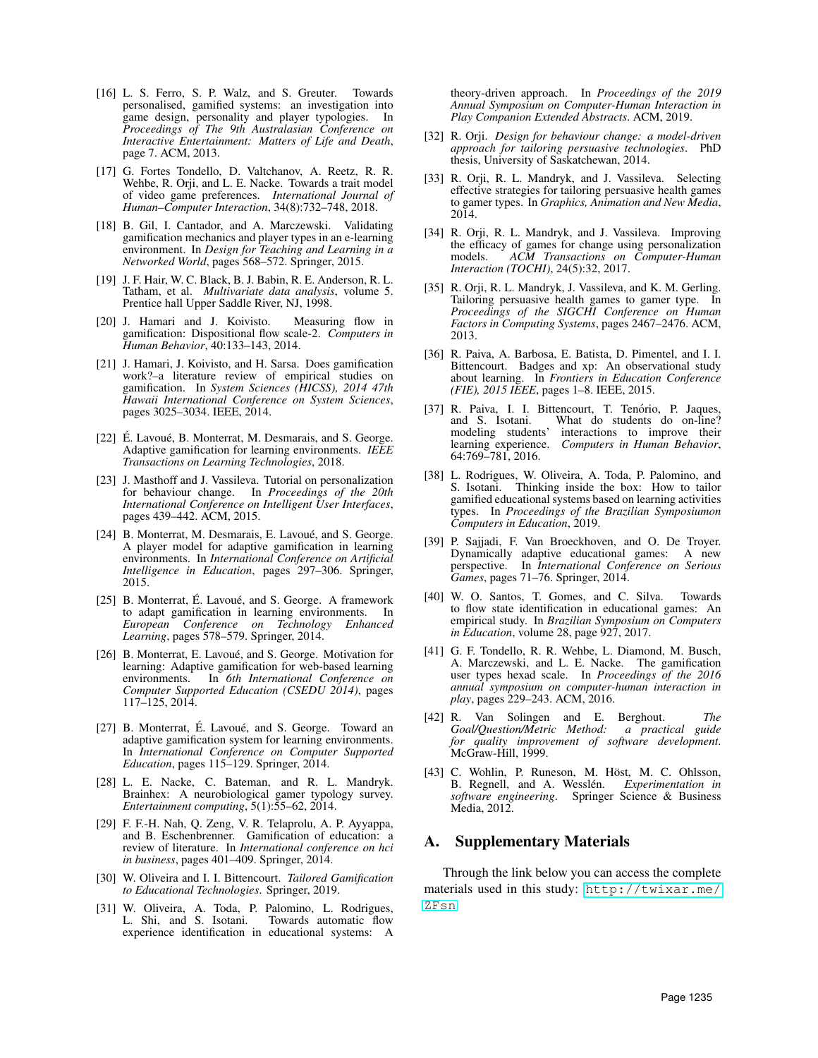[16] L. S. Ferro, S. P. Walz, and S. Greuter. Towards personalised, gamified systems: an investigation into game design, personality and player typologies. In *Proceedings of The 9th Australasian Conference on Interactive Entertainment: Matters of Life and Death*, page 7. ACM, 2013.

[17] G. Fortes Tondello, D. Valtchanov, A. Reetz, R. R. Wehbe, R. Orji, and L. E. Nacke. Towards a trait model of video game preferences. *International Journal of Human–Computer Interaction*, 34(8):732–748, 2018.

[18] B. Gil, I. Cantador, and A. Marczewski. Validating gamification mechanics and player types in an e-learning environment. In *Design for Teaching and Learning in a Networked World*, pages 568–572. Springer, 2015.

[19] J. F. Hair, W. C. Black, B. J. Babin, R. E. Anderson, R. L. Tatham, et al. *Multivariate data analysis*, volume 5. Prentice hall Upper Saddle River, NJ, 1998.

[20] J. Hamari and J. Koivisto. Measuring flow in gamification: Dispositional flow scale-2. *Computers in Human Behavior*, 40:133–143, 2014.

[21] J. Hamari, J. Koivisto, and H. Sarsa. Does gamification work?–a literature review of empirical studies on gamification. In *System Sciences (HICSS), 2014 47th Hawaii International Conference on System Sciences*, pages 3025–3034. IEEE, 2014.

[22] É. Lavoué, B. Monterrat, M. Desmarais, and S. George. Adaptive gamification for learning environments. *IEEE Transactions on Learning Technologies*, 2018.

[23] J. Masthoff and J. Vassileva. Tutorial on personalization for behaviour change. In *Proceedings of the 20th International Conference on Intelligent User Interfaces*, pages 439–442. ACM, 2015.

[24] B. Monterrat, M. Desmarais, E. Lavoué, and S. George. A player model for adaptive gamification in learning environments. In *International Conference on Artificial Intelligence in Education*, pages 297–306. Springer, 2015.

[25] B. Monterrat, É. Lavoué, and S. George. A framework to adapt gamification in learning environments. In *European Conference on Technology Enhanced Learning*, pages 578–579. Springer, 2014.

[26] B. Monterrat, E. Lavoué, and S. George. Motivation for learning: Adaptive gamification for web-based learning environments. In *6th International Conference on Computer Supported Education (CSEDU 2014)*, pages 117–125, 2014.

[27] B. Monterrat, É. Lavoué, and S. George. Toward an adaptive gamification system for learning environments. In *International Conference on Computer Supported Education*, pages 115–129. Springer, 2014.

[28] L. E. Nacke, C. Bateman, and R. L. Mandryk. Brainhex: A neurobiological gamer typology survey. *Entertainment computing*, 5(1):55–62, 2014.

[29] F. F.-H. Nah, Q. Zeng, V. R. Telaprolu, A. P. Ayyappa, and B. Eschenbrenner. Gamification of education: a review of literature. In *International conference on hci in business*, pages 401–409. Springer, 2014.

[30] W. Oliveira and I. I. Bittencourt. *Tailored Gamification to Educational Technologies*. Springer, 2019.

[31] W. Oliveira, A. Toda, P. Palomino, L. Rodrigues, L. Shi, and S. Isotani. Towards automatic flow experience identification in educational systems: A theory-driven approach. In *Proceedings of the 2019 Annual Symposium on Computer-Human Interaction in Play Companion Extended Abstracts*. ACM, 2019.

[32] R. Orji. *Design for behaviour change: a model-driven approach for tailoring persuasive technologies*. PhD thesis, University of Saskatchewan, 2014.

[33] R. Orji, R. L. Mandryk, and J. Vassileva. Selecting effective strategies for tailoring persuasive health games to gamer types. In *Graphics, Animation and New Media*, 2014.

[34] R. Orji, R. L. Mandryk, and J. Vassileva. Improving the efficacy of games for change using personalization models. *ACM Transactions on Computer-Human Interaction (TOCHI)*, 24(5):32, 2017.

[35] R. Orji, R. L. Mandryk, J. Vassileva, and K. M. Gerling. Tailoring persuasive health games to gamer type. In *Proceedings of the SIGCHI Conference on Human Factors in Computing Systems*, pages 2467–2476. ACM, 2013.

[36] R. Paiva, A. Barbosa, E. Batista, D. Pimentel, and I. I. Bittencourt. Badges and xp: An observational study about learning. In *Frontiers in Education Conference (FIE), 2015 IEEE*, pages 1–8. IEEE, 2015.

[37] R. Paiva, I. I. Bittencourt, T. Tenório, P. Jaques, and S. Isotani. What do students do on-line? modeling students' interactions to improve their learning experience. *Computers in Human Behavior*, 64:769–781, 2016.

[38] L. Rodrigues, W. Oliveira, A. Toda, P. Palomino, and S. Isotani. Thinking inside the box: How to tailor gamified educational systems based on learning activities types. In *Proceedings of the Brazilian Symposiumon Computers in Education*, 2019.

[39] P. Sajjadi, F. Van Broeckhoven, and O. De Troyer. Dynamically adaptive educational games: A new perspective. In *International Conference on Serious Games*, pages 71–76. Springer, 2014.

[40] W. O. Santos, T. Gomes, and C. Silva. Towards to flow state identification in educational games: An empirical study. In *Brazilian Symposium on Computers in Education*, volume 28, page 927, 2017.

[41] G. F. Tondello, R. R. Wehbe, L. Diamond, M. Busch, A. Marczewski, and L. E. Nacke. The gamification user types hexad scale. In *Proceedings of the 2016 annual symposium on computer-human interaction in play*, pages 229–243. ACM, 2016.

[42] R. Van Solingen and E. Berghout. *The Goal/Question/Metric Method: a practical guide for quality improvement of software development*. McGraw-Hill, 1999.

[43] C. Wohlin, P. Runeson, M. Höst, M. C. Ohlsson, B. Regnell, and A. Wesslén. *Experimentation in software engineering*. Springer Science & Business Media, 2012.

## A. Supplementary Materials

Through the link below you can access the complete materials used in this study: http://twixar.me/ZFsn